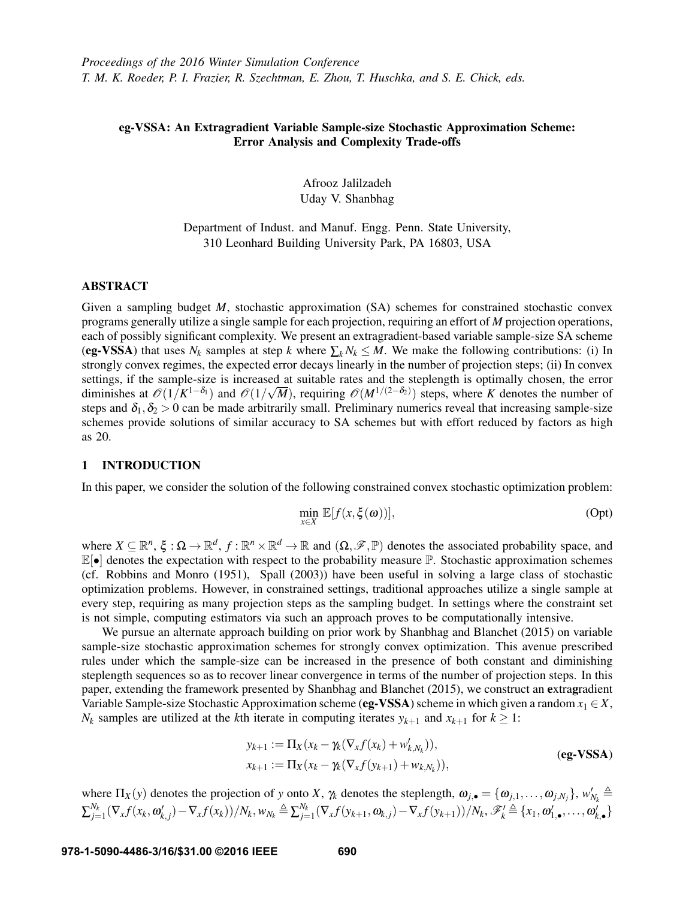*Proceedings of the 2016 Winter Simulation Conference*
*T. M. K. Roeder, P. I. Frazier, R. Szechtman, E. Zhou, T. Huschka, and S. E. Chick, eds.*

# eg-VSSA: An Extragradient Variable Sample-size Stochastic Approximation Scheme: Error Analysis and Complexity Trade-offs

Afrooz Jalilzadeh
Uday V. Shanbhag

Department of Indust. and Manuf. Engg. Penn. State University,
310 Leonhard Building University Park, PA 16803, USA

## ABSTRACT

Given a sampling budget $M$, stochastic approximation (SA) schemes for constrained stochastic convex programs generally utilize a single sample for each projection, requiring an effort of $M$ projection operations, each of possibly significant complexity. We present an extragradient-based variable sample-size SA scheme (**eg-VSSA**) that uses $N_k$ samples at step $k$ where $\sum_k N_k \leq M$. We make the following contributions: (i) In strongly convex regimes, the expected error decays linearly in the number of projection steps; (ii) In convex settings, if the sample-size is increased at suitable rates and the steplength is optimally chosen, the error diminishes at $\mathscr{O}(1/K^{1-\delta_1})$ and $\mathscr{O}(1/\sqrt{M})$, requiring $\mathscr{O}(M^{1/(2-\delta_2)})$ steps, where $K$ denotes the number of steps and $\delta_1, \delta_2 > 0$ can be made arbitrarily small. Preliminary numerics reveal that increasing sample-size schemes provide solutions of similar accuracy to SA schemes but with effort reduced by factors as high as 20.

## 1 INTRODUCTION

In this paper, we consider the solution of the following constrained convex stochastic optimization problem:

$$\min_{x \in X} \mathbb{E}[f(x, \xi(\omega))], \tag{Opt}$$

where $X \subseteq \mathbb{R}^n$, $\xi : \Omega \to \mathbb{R}^d$, $f : \mathbb{R}^n \times \mathbb{R}^d \to \mathbb{R}$ and $(\Omega, \mathscr{F}, \mathbb{P})$ denotes the associated probability space, and $\mathbb{E}[\bullet]$ denotes the expectation with respect to the probability measure $\mathbb{P}$. Stochastic approximation schemes (cf. Robbins and Monro (1951), Spall (2003)) have been useful in solving a large class of stochastic optimization problems. However, in constrained settings, traditional approaches utilize a single sample at every step, requiring as many projection steps as the sampling budget. In settings where the constraint set is not simple, computing estimators via such an approach proves to be computationally intensive.

We pursue an alternate approach building on prior work by Shanbhag and Blanchet (2015) on variable sample-size stochastic approximation schemes for strongly convex optimization. This avenue prescribed rules under which the sample-size can be increased in the presence of both constant and diminishing steplength sequences so as to recover linear convergence in terms of the number of projection steps. In this paper, extending the framework presented by Shanbhag and Blanchet (2015), we construct an **e**xtra**g**radient Variable Sample-size Stochastic Approximation scheme (**eg-VSSA**) scheme in which given a random $x_1 \in X$, $N_k$ samples are utilized at the $k$th iterate in computing iterates $y_{k+1}$ and $x_{k+1}$ for $k \geq 1$:

$$\begin{aligned} y_{k+1} &:= \Pi_X(x_k - \gamma_k(\nabla_x f(x_k) + w'_{k,N_k})), \\ x_{k+1} &:= \Pi_X(x_k - \gamma_k(\nabla_x f(y_{k+1}) + w_{k,N_k})), \end{aligned} \tag{eg-VSSA}$$

where $\Pi_X(y)$ denotes the projection of $y$ onto $X$, $\gamma_k$ denotes the steplength, $\omega_{j,\bullet} = \{\omega_{j,1}, \ldots, \omega_{j,N_j}\}$, $w'_{N_k} \triangleq \sum_{j=1}^{N_k}(\nabla_x f(x_k, \omega'_{k,j}) - \nabla_x f(x_k))/N_k$, $w_{N_k} \triangleq \sum_{j=1}^{N_k}(\nabla_x f(y_{k+1}, \omega_{k,j}) - \nabla_x f(y_{k+1}))/N_k$, $\mathscr{F}'_k \triangleq \{x_1, \omega'_{1,\bullet}, \ldots, \omega'_{k,\bullet}\}$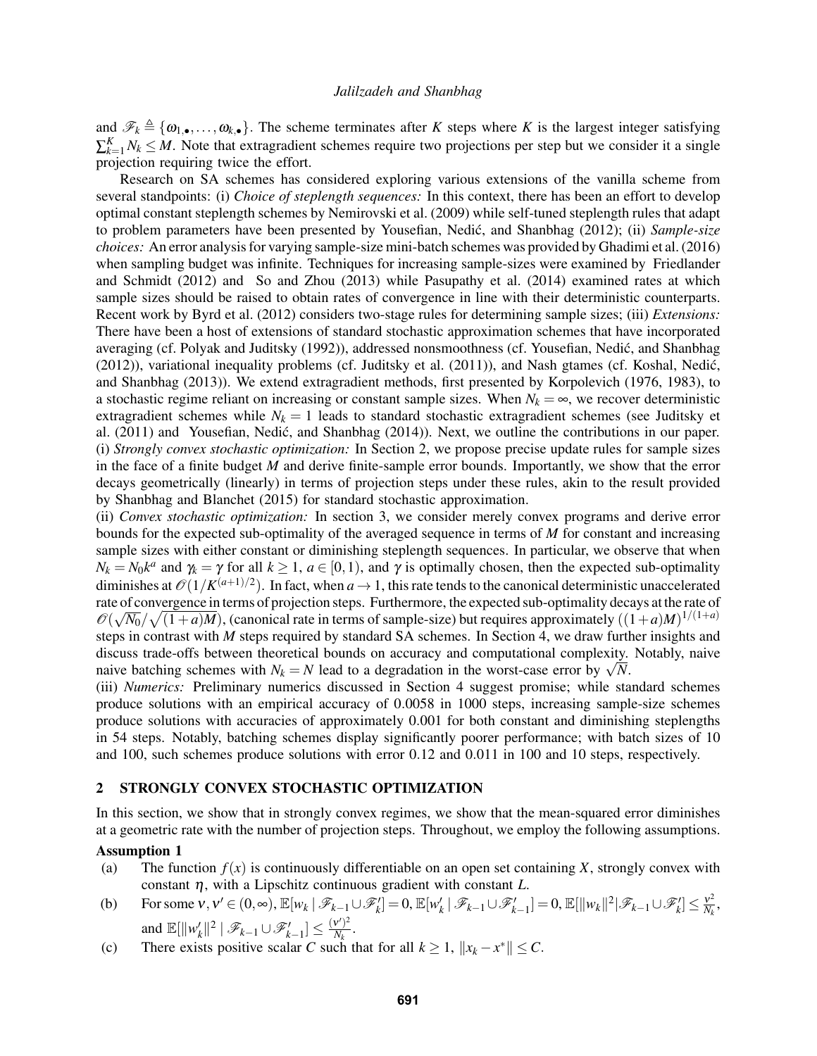and $\mathscr{F}_k \triangleq \{\omega_{1,\bullet}, \ldots, \omega_{k,\bullet}\}$. The scheme terminates after $K$ steps where $K$ is the largest integer satisfying $\sum_{k=1}^{K} N_k \leq M$. Note that extragradient schemes require two projections per step but we consider it a single projection requiring twice the effort.

Research on SA schemes has considered exploring various extensions of the vanilla scheme from several standpoints: (i) *Choice of steplength sequences:* In this context, there has been an effort to develop optimal constant steplength schemes by Nemirovski et al. (2009) while self-tuned steplength rules that adapt to problem parameters have been presented by Yousefian, Nedić, and Shanbhag (2012); (ii) *Sample-size choices:* An error analysis for varying sample-size mini-batch schemes was provided by Ghadimi et al. (2016) when sampling budget was infinite. Techniques for increasing sample-sizes were examined by Friedlander and Schmidt (2012) and So and Zhou (2013) while Pasupathy et al. (2014) examined rates at which sample sizes should be raised to obtain rates of convergence in line with their deterministic counterparts. Recent work by Byrd et al. (2012) considers two-stage rules for determining sample sizes; (iii) *Extensions:* There have been a host of extensions of standard stochastic approximation schemes that have incorporated averaging (cf. Polyak and Juditsky (1992)), addressed nonsmoothness (cf. Yousefian, Nedić, and Shanbhag (2012)), variational inequality problems (cf. Juditsky et al. (2011)), and Nash gtames (cf. Koshal, Nedić, and Shanbhag (2013)). We extend extragradient methods, first presented by Korpolevich (1976, 1983), to a stochastic regime reliant on increasing or constant sample sizes. When $N_k = \infty$, we recover deterministic extragradient schemes while $N_k = 1$ leads to standard stochastic extragradient schemes (see Juditsky et al. (2011) and Yousefian, Nedić, and Shanbhag (2014)). Next, we outline the contributions in our paper.
(i) *Strongly convex stochastic optimization:* In Section 2, we propose precise update rules for sample sizes in the face of a finite budget $M$ and derive finite-sample error bounds. Importantly, we show that the error decays geometrically (linearly) in terms of projection steps under these rules, akin to the result provided by Shanbhag and Blanchet (2015) for standard stochastic approximation.
(ii) *Convex stochastic optimization:* In section 3, we consider merely convex programs and derive error bounds for the expected sub-optimality of the averaged sequence in terms of $M$ for constant and increasing sample sizes with either constant or diminishing steplength sequences. In particular, we observe that when $N_k = N_0 k^a$ and $\gamma_k = \gamma$ for all $k \geq 1$, $a \in [0,1)$, and $\gamma$ is optimally chosen, then the expected sub-optimality diminishes at $\mathscr{O}(1/K^{(a+1)/2})$. In fact, when $a \to 1$, this rate tends to the canonical deterministic unaccelerated rate of convergence in terms of projection steps. Furthermore, the expected sub-optimality decays at the rate of $\mathscr{O}(\sqrt{N_0}/\sqrt{(1+a)M})$, (canonical rate in terms of sample-size) but requires approximately $((1+a)M)^{1/(1+a)}$ steps in contrast with $M$ steps required by standard SA schemes. In Section 4, we draw further insights and discuss trade-offs between theoretical bounds on accuracy and computational complexity. Notably, naive naive batching schemes with $N_k = N$ lead to a degradation in the worst-case error by $\sqrt{N}$.
(iii) *Numerics:* Preliminary numerics discussed in Section 4 suggest promise; while standard schemes produce solutions with an empirical accuracy of 0.0058 in 1000 steps, increasing sample-size schemes produce solutions with accuracies of approximately 0.001 for both constant and diminishing steplengths in 54 steps. Notably, batching schemes display significantly poorer performance; with batch sizes of 10 and 100, such schemes produce solutions with error 0.12 and 0.011 in 100 and 10 steps, respectively.

## 2 STRONGLY CONVEX STOCHASTIC OPTIMIZATION

In this section, we show that in strongly convex regimes, we show that the mean-squared error diminishes at a geometric rate with the number of projection steps. Throughout, we employ the following assumptions.

**Assumption 1**

(a) The function $f(x)$ is continuously differentiable on an open set containing $X$, strongly convex with constant $\eta$, with a Lipschitz continuous gradient with constant $L$.

(b) For some $\nu, \nu' \in (0,\infty)$, $\mathbb{E}[w_k \mid \mathscr{F}_{k-1} \cup \mathscr{F}'_k] = 0$, $\mathbb{E}[w'_k \mid \mathscr{F}_{k-1} \cup \mathscr{F}'_{k-1}] = 0$, $\mathbb{E}[\|w_k\|^2 | \mathscr{F}_{k-1} \cup \mathscr{F}'_k] \leq \frac{\nu^2}{N_k}$, and $\mathbb{E}[\|w'_k\|^2 \mid \mathscr{F}_{k-1} \cup \mathscr{F}'_{k-1}] \leq \frac{(\nu')^2}{N_k}$.

(c) There exists positive scalar $C$ such that for all $k \geq 1$, $\|x_k - x^*\| \leq C$.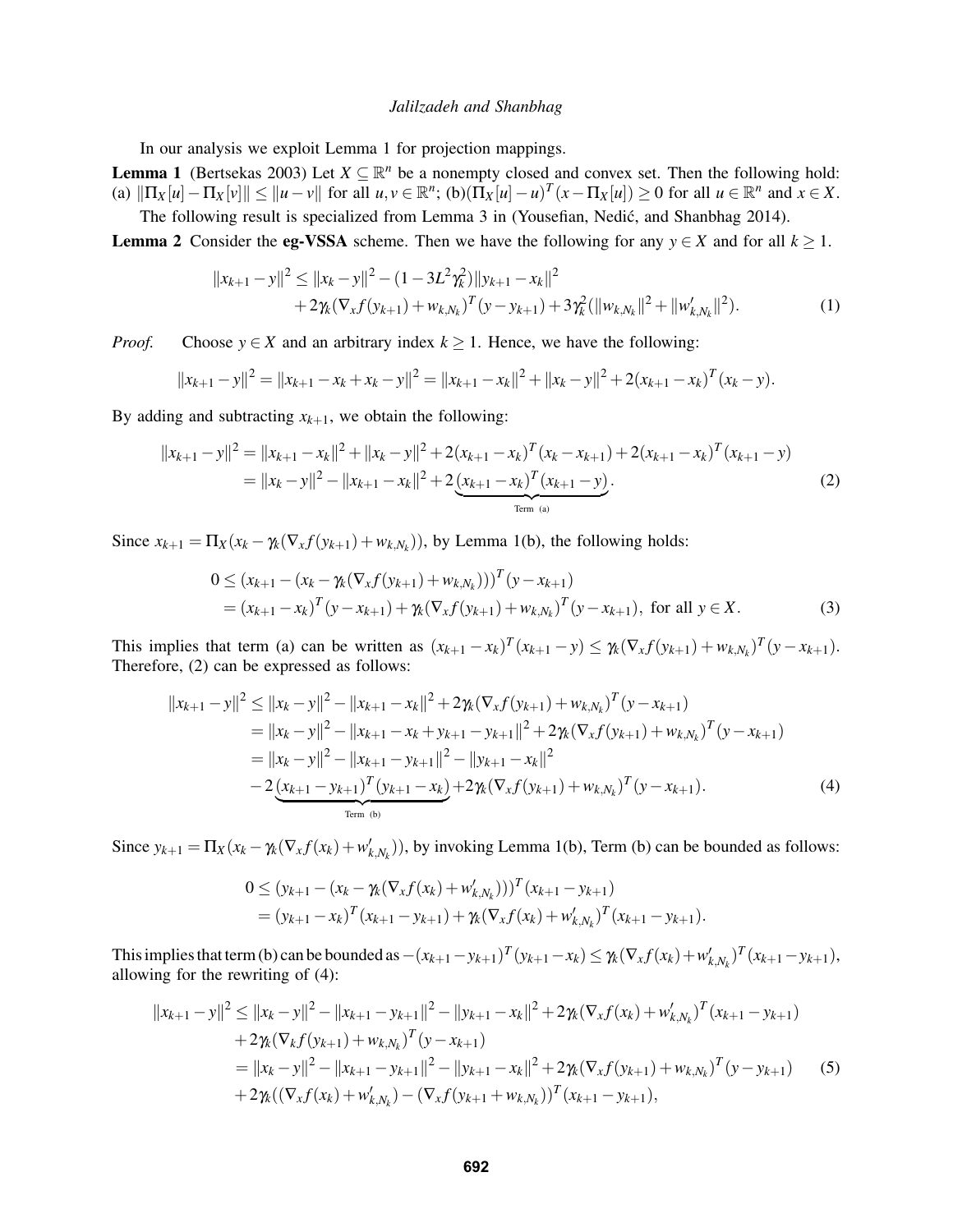In our analysis we exploit Lemma 1 for projection mappings.

**Lemma 1** (Bertsekas 2003) Let $X \subseteq \mathbb{R}^n$ be a nonempty closed and convex set. Then the following hold: (a) $\|\Pi_X[u] - \Pi_X[v]\| \leq \|u - v\|$ for all $u, v \in \mathbb{R}^n$; (b)$(\Pi_X[u] - u)^T(x - \Pi_X[u]) \geq 0$ for all $u \in \mathbb{R}^n$ and $x \in X$.

The following result is specialized from Lemma 3 in (Yousefian, Nedić, and Shanbhag 2014).

**Lemma 2** Consider the **eg-VSSA** scheme. Then we have the following for any $y \in X$ and for all $k \geq 1$.

$$
\begin{aligned}
\|x_{k+1} - y\|^2 \leq \|x_k - y\|^2 &- (1 - 3L^2\gamma_k^2)\|y_{k+1} - x_k\|^2 \\
&+ 2\gamma_k(\nabla_x f(y_{k+1}) + w_{k,N_k})^T(y - y_{k+1}) + 3\gamma_k^2(\|w_{k,N_k}\|^2 + \|w'_{k,N_k}\|^2).
\end{aligned} \tag{1}
$$

*Proof.* Choose $y \in X$ and an arbitrary index $k \geq 1$. Hence, we have the following:

$$
\|x_{k+1} - y\|^2 = \|x_{k+1} - x_k + x_k - y\|^2 = \|x_{k+1} - x_k\|^2 + \|x_k - y\|^2 + 2(x_{k+1} - x_k)^T(x_k - y).
$$

By adding and subtracting $x_{k+1}$, we obtain the following:

$$
\begin{aligned}
\|x_{k+1} - y\|^2 &= \|x_{k+1} - x_k\|^2 + \|x_k - y\|^2 + 2(x_{k+1} - x_k)^T(x_k - x_{k+1}) + 2(x_{k+1} - x_k)^T(x_{k+1} - y) \\
&= \|x_k - y\|^2 - \|x_{k+1} - x_k\|^2 + 2\underbrace{(x_{k+1} - x_k)^T(x_{k+1} - y)}_{\text{Term (a)}}.
\end{aligned} \tag{2}
$$

Since $x_{k+1} = \Pi_X(x_k - \gamma_k(\nabla_x f(y_{k+1}) + w_{k,N_k}))$, by Lemma 1(b), the following holds:

$$
\begin{aligned}
0 &\leq (x_{k+1} - (x_k - \gamma_k(\nabla_x f(y_{k+1}) + w_{k,N_k})))^T(y - x_{k+1}) \\
&= (x_{k+1} - x_k)^T(y - x_{k+1}) + \gamma_k(\nabla_x f(y_{k+1}) + w_{k,N_k})^T(y - x_{k+1}), \text{ for all } y \in X.
\end{aligned} \tag{3}
$$

This implies that term (a) can be written as $(x_{k+1} - x_k)^T(x_{k+1} - y) \leq \gamma_k(\nabla_x f(y_{k+1}) + w_{k,N_k})^T(y - x_{k+1})$. Therefore, (2) can be expressed as follows:

$$
\begin{aligned}
\|x_{k+1} - y\|^2 &\leq \|x_k - y\|^2 - \|x_{k+1} - x_k\|^2 + 2\gamma_k(\nabla_x f(y_{k+1}) + w_{k,N_k})^T(y - x_{k+1}) \\
&= \|x_k - y\|^2 - \|x_{k+1} - x_k + y_{k+1} - y_{k+1}\|^2 + 2\gamma_k(\nabla_x f(y_{k+1}) + w_{k,N_k})^T(y - x_{k+1}) \\
&= \|x_k - y\|^2 - \|x_{k+1} - y_{k+1}\|^2 - \|y_{k+1} - x_k\|^2 \\
&\quad - 2\underbrace{(x_{k+1} - y_{k+1})^T(y_{k+1} - x_k)}_{\text{Term (b)}} + 2\gamma_k(\nabla_x f(y_{k+1}) + w_{k,N_k})^T(y - x_{k+1}).
\end{aligned} \tag{4}
$$

Since $y_{k+1} = \Pi_X(x_k - \gamma_k(\nabla_x f(x_k) + w'_{k,N_k}))$, by invoking Lemma 1(b), Term (b) can be bounded as follows:

$$
\begin{aligned}
0 &\leq (y_{k+1} - (x_k - \gamma_k(\nabla_x f(x_k) + w'_{k,N_k})))^T(x_{k+1} - y_{k+1}) \\
&= (y_{k+1} - x_k)^T(x_{k+1} - y_{k+1}) + \gamma_k(\nabla_x f(x_k) + w'_{k,N_k})^T(x_{k+1} - y_{k+1}).
\end{aligned}
$$

This implies that term (b) can be bounded as $-(x_{k+1} - y_{k+1})^T(y_{k+1} - x_k) \leq \gamma_k(\nabla_x f(x_k) + w'_{k,N_k})^T(x_{k+1} - y_{k+1})$, allowing for the rewriting of (4):

$$
\begin{aligned}
\|x_{k+1} - y\|^2 &\leq \|x_k - y\|^2 - \|x_{k+1} - y_{k+1}\|^2 - \|y_{k+1} - x_k\|^2 + 2\gamma_k(\nabla_x f(x_k) + w'_{k,N_k})^T(x_{k+1} - y_{k+1}) \\
&\quad + 2\gamma_k(\nabla_x f(y_{k+1}) + w_{k,N_k})^T(y - x_{k+1}) \\
&= \|x_k - y\|^2 - \|x_{k+1} - y_{k+1}\|^2 - \|y_{k+1} - x_k\|^2 + 2\gamma_k(\nabla_x f(y_{k+1}) + w_{k,N_k})^T(y - y_{k+1}) \\
&\quad + 2\gamma_k((\nabla_x f(x_k) + w'_{k,N_k}) - (\nabla_x f(y_{k+1} + w_{k,N_k}))^T(x_{k+1} - y_{k+1}),
\end{aligned} \tag{5}
$$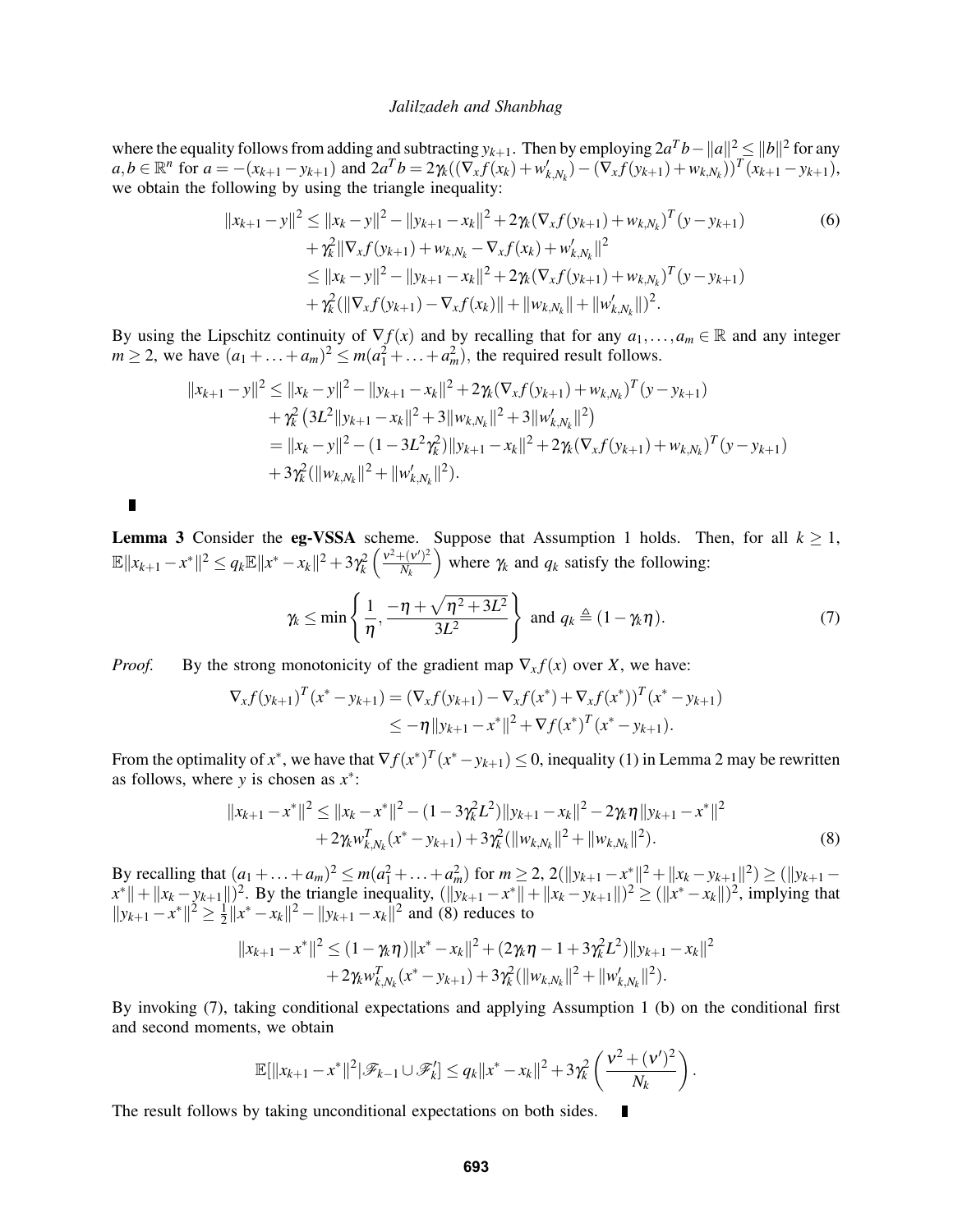where the equality follows from adding and subtracting $y_{k+1}$. Then by employing $2a^Tb - \|a\|^2 \leq \|b\|^2$ for any $a, b \in \mathbb{R}^n$ for $a = -(x_{k+1} - y_{k+1})$ and $2a^Tb = 2\gamma_k((\nabla_x f(x_k) + w'_{k,N_k}) - (\nabla_x f(y_{k+1}) + w_{k,N_k}))^T(x_{k+1} - y_{k+1})$, we obtain the following by using the triangle inequality:

$$
\begin{aligned}
\|x_{k+1} - y\|^2 &\leq \|x_k - y\|^2 - \|y_{k+1} - x_k\|^2 + 2\gamma_k(\nabla_x f(y_{k+1}) + w_{k,N_k})^T(y - y_{k+1}) \\
&\quad + \gamma_k^2 \|\nabla_x f(y_{k+1}) + w_{k,N_k} - \nabla_x f(x_k) + w'_{k,N_k}\|^2 \\
&\leq \|x_k - y\|^2 - \|y_{k+1} - x_k\|^2 + 2\gamma_k(\nabla_x f(y_{k+1}) + w_{k,N_k})^T(y - y_{k+1}) \\
&\quad + \gamma_k^2(\|\nabla_x f(y_{k+1}) - \nabla_x f(x_k)\| + \|w_{k,N_k}\| + \|w'_{k,N_k}\|)^2.
\end{aligned} \tag{6}
$$

By using the Lipschitz continuity of $\nabla f(x)$ and by recalling that for any $a_1, \ldots, a_m \in \mathbb{R}$ and any integer $m \geq 2$, we have $(a_1 + \ldots + a_m)^2 \leq m(a_1^2 + \ldots + a_m^2)$, the required result follows.

$$
\begin{aligned}
\|x_{k+1} - y\|^2 &\leq \|x_k - y\|^2 - \|y_{k+1} - x_k\|^2 + 2\gamma_k(\nabla_x f(y_{k+1}) + w_{k,N_k})^T(y - y_{k+1}) \\
&\quad + \gamma_k^2\left(3L^2\|y_{k+1} - x_k\|^2 + 3\|w_{k,N_k}\|^2 + 3\|w'_{k,N_k}\|^2\right) \\
&= \|x_k - y\|^2 - (1 - 3L^2\gamma_k^2)\|y_{k+1} - x_k\|^2 + 2\gamma_k(\nabla_x f(y_{k+1}) + w_{k,N_k})^T(y - y_{k+1}) \\
&\quad + 3\gamma_k^2(\|w_{k,N_k}\|^2 + \|w'_{k,N_k}\|^2).
\end{aligned}
$$

∎

**Lemma 3** Consider the **eg-VSSA** scheme. Suppose that Assumption 1 holds. Then, for all $k \geq 1$, $\mathbb{E}\|x_{k+1} - x^*\|^2 \leq q_k \mathbb{E}\|x^* - x_k\|^2 + 3\gamma_k^2\left(\frac{\nu^2 + (\nu')^2}{N_k}\right)$ where $\gamma_k$ and $q_k$ satisfy the following:

$$
\gamma_k \leq \min\left\{\frac{1}{\eta}, \frac{-\eta + \sqrt{\eta^2 + 3L^2}}{3L^2}\right\} \text{ and } q_k \triangleq (1 - \gamma_k \eta). \tag{7}
$$

*Proof.* By the strong monotonicity of the gradient map $\nabla_x f(x)$ over $X$, we have:

$$
\begin{aligned}
\nabla_x f(y_{k+1})^T(x^* - y_{k+1}) &= (\nabla_x f(y_{k+1}) - \nabla_x f(x^*) + \nabla_x f(x^*))^T(x^* - y_{k+1}) \\
&\leq -\eta\|y_{k+1} - x^*\|^2 + \nabla f(x^*)^T(x^* - y_{k+1}).
\end{aligned}
$$

From the optimality of $x^*$, we have that $\nabla f(x^*)^T(x^* - y_{k+1}) \leq 0$, inequality (1) in Lemma 2 may be rewritten as follows, where $y$ is chosen as $x^*$:

$$
\begin{aligned}
\|x_{k+1} - x^*\|^2 &\leq \|x_k - x^*\|^2 - (1 - 3\gamma_k^2 L^2)\|y_{k+1} - x_k\|^2 - 2\gamma_k \eta\|y_{k+1} - x^*\|^2 \\
&\quad + 2\gamma_k w_{k,N_k}^T(x^* - y_{k+1}) + 3\gamma_k^2(\|w_{k,N_k}\|^2 + \|w_{k,N_k}\|^2).
\end{aligned} \tag{8}
$$

By recalling that $(a_1 + \ldots + a_m)^2 \leq m(a_1^2 + \ldots + a_m^2)$ for $m \geq 2$, $2(\|y_{k+1} - x^*\|^2 + \|x_k - y_{k+1}\|^2) \geq (\|y_{k+1} - x^*\| + \|x_k - y_{k+1}\|)^2$. By the triangle inequality, $(\|y_{k+1} - x^*\| + \|x_k - y_{k+1}\|)^2 \geq (\|x^* - x_k\|)^2$, implying that $\|y_{k+1} - x^*\|^2 \geq \frac{1}{2}\|x^* - x_k\|^2 - \|y_{k+1} - x_k\|^2$ and (8) reduces to

$$
\begin{aligned}
\|x_{k+1} - x^*\|^2 &\leq (1 - \gamma_k \eta)\|x^* - x_k\|^2 + (2\gamma_k \eta - 1 + 3\gamma_k^2 L^2)\|y_{k+1} - x_k\|^2 \\
&\quad + 2\gamma_k w_{k,N_k}^T(x^* - y_{k+1}) + 3\gamma_k^2(\|w_{k,N_k}\|^2 + \|w'_{k,N_k}\|^2).
\end{aligned}
$$

By invoking (7), taking conditional expectations and applying Assumption 1 (b) on the conditional first and second moments, we obtain

$$
\mathbb{E}[\|x_{k+1} - x^*\|^2 | \mathscr{F}_{k-1} \cup \mathscr{F}'_k] \leq q_k\|x^* - x_k\|^2 + 3\gamma_k^2\left(\frac{\nu^2 + (\nu')^2}{N_k}\right).
$$

The result follows by taking unconditional expectations on both sides. ∎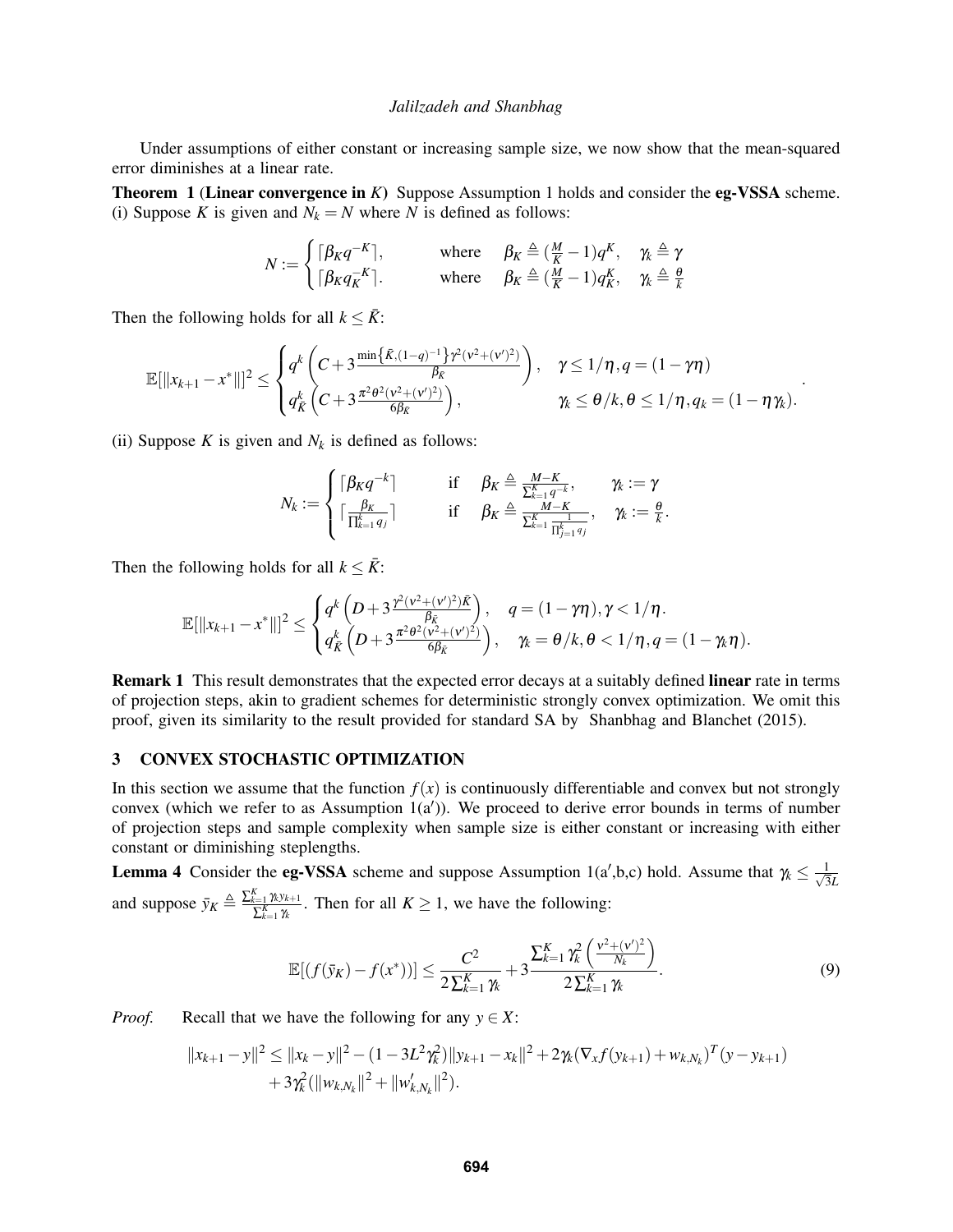Under assumptions of either constant or increasing sample size, we now show that the mean-squared error diminishes at a linear rate.

**Theorem 1** (**Linear convergence in** $K$) Suppose Assumption 1 holds and consider the **eg-VSSA** scheme. (i) Suppose $K$ is given and $N_k = N$ where $N$ is defined as follows:

$$N := \begin{cases} \lceil \beta_K q^{-K} \rceil, & \text{where} \quad \beta_K \triangleq (\frac{M}{K} - 1) q^K, \quad \gamma_k \triangleq \gamma \\ \lceil \beta_K q_K^{-K} \rceil. & \text{where} \quad \beta_K \triangleq (\frac{M}{K} - 1) q_K^K, \quad \gamma_k \triangleq \frac{\theta}{k} \end{cases}$$

Then the following holds for all $k \leq \bar{K}$:

$$\mathbb{E}[\|x_{k+1} - x^*\|]^2 \leq \begin{cases} q^k \left( C + 3 \frac{\min\left\{\bar{K}, (1-q)^{-1}\right\} \gamma^2 (\nu^2 + (\nu')^2)}{\beta_{\bar{K}}} \right), & \gamma \leq 1/\eta, q = (1 - \gamma\eta) \\ q_{\bar{K}}^k \left( C + 3 \frac{\pi^2 \theta^2 (\nu^2 + (\nu')^2)}{6 \beta_{\bar{K}}} \right), & \gamma_k \leq \theta/k, \theta \leq 1/\eta, q_k = (1 - \eta\gamma_k). \end{cases}.$$

(ii) Suppose $K$ is given and $N_k$ is defined as follows:

$$N_k := \begin{cases} \lceil \beta_K q^{-k} \rceil & \text{if} \quad \beta_K \triangleq \frac{M-K}{\sum_{k=1}^K q^{-k}}, \quad \gamma_k := \gamma \\ \lceil \frac{\beta_K}{\prod_{k=1}^k q_j} \rceil & \text{if} \quad \beta_K \triangleq \frac{M-K}{\sum_{k=1}^K \frac{1}{\prod_{j=1}^k q_j}}, \quad \gamma_k := \frac{\theta}{k}. \end{cases}$$

Then the following holds for all $k \leq \bar{K}$:

$$\mathbb{E}[\|x_{k+1} - x^*\|]^2 \leq \begin{cases} q^k \left( D + 3 \frac{\gamma^2 (\nu^2 + (\nu')^2) \bar{K}}{\beta_{\bar{K}}} \right), & q = (1 - \gamma\eta), \gamma < 1/\eta. \\ q_{\bar{K}}^k \left( D + 3 \frac{\pi^2 \theta^2 (\nu^2 + (\nu')^2)}{6 \beta_{\bar{K}}} \right), & \gamma_k = \theta/k, \theta < 1/\eta, q = (1 - \gamma_k \eta). \end{cases}$$

**Remark 1** This result demonstrates that the expected error decays at a suitably defined **linear** rate in terms of projection steps, akin to gradient schemes for deterministic strongly convex optimization. We omit this proof, given its similarity to the result provided for standard SA by Shanbhag and Blanchet (2015).

## 3 CONVEX STOCHASTIC OPTIMIZATION

In this section we assume that the function $f(x)$ is continuously differentiable and convex but not strongly convex (which we refer to as Assumption 1(a$'$)). We proceed to derive error bounds in terms of number of projection steps and sample complexity when sample size is either constant or increasing with either constant or diminishing steplengths.

**Lemma 4** Consider the **eg-VSSA** scheme and suppose Assumption 1(a$'$,b,c) hold. Assume that $\gamma_k \leq \frac{1}{\sqrt{3}L}$ and suppose $\bar{y}_K \triangleq \frac{\sum_{k=1}^K \gamma_k y_{k+1}}{\sum_{k=1}^K \gamma_k}$. Then for all $K \geq 1$, we have the following:

$$\mathbb{E}[(f(\bar{y}_K) - f(x^*))] \leq \frac{C^2}{2 \sum_{k=1}^K \gamma_k} + 3 \frac{\sum_{k=1}^K \gamma_k^2 \left( \frac{\nu^2 + (\nu')^2}{N_k} \right)}{2 \sum_{k=1}^K \gamma_k}. \tag{9}$$

*Proof.* Recall that we have the following for any $y \in X$:

$$\begin{aligned} \|x_{k+1} - y\|^2 \leq \|x_k - y\|^2 - (1 - 3L^2\gamma_k^2)\|y_{k+1} - x_k\|^2 + 2\gamma_k (\nabla_x f(y_{k+1}) + w_{k,N_k})^T (y - y_{k+1}) \\ + 3\gamma_k^2 (\|w_{k,N_k}\|^2 + \|w'_{k,N_k}\|^2). \end{aligned}$$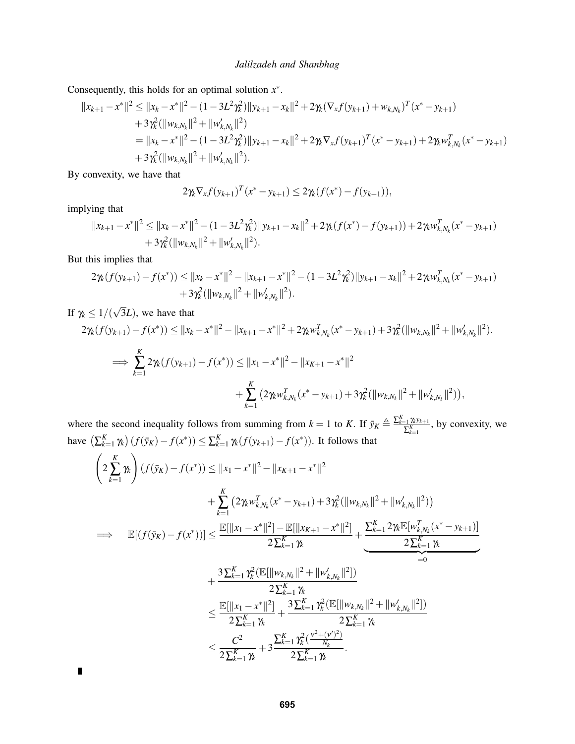Consequently, this holds for an optimal solution $x^*$.

$$
\begin{aligned}
\|x_{k+1}-x^*\|^2 &\le \|x_k - x^*\|^2 - (1-3L^2\gamma_k^2)\|y_{k+1}-x_k\|^2 + 2\gamma_k(\nabla_x f(y_{k+1}) + w_{k,N_k})^T(x^* - y_{k+1}) \\
&\quad + 3\gamma_k^2(\|w_{k,N_k}\|^2 + \|w'_{k,N_k}\|^2) \\
&= \|x_k - x^*\|^2 - (1-3L^2\gamma_k^2)\|y_{k+1}-x_k\|^2 + 2\gamma_k \nabla_x f(y_{k+1})^T(x^* - y_{k+1}) + 2\gamma_k w_{k,N_k}^T(x^*-y_{k+1}) \\
&\quad + 3\gamma_k^2(\|w_{k,N_k}\|^2 + \|w'_{k,N_k}\|^2).
\end{aligned}
$$

By convexity, we have that

$$
2\gamma_k \nabla_x f(y_{k+1})^T(x^* - y_{k+1}) \le 2\gamma_k(f(x^*) - f(y_{k+1})),
$$

implying that

$$
\begin{aligned}
\|x_{k+1}-x^*\|^2 &\le \|x_k - x^*\|^2 - (1-3L^2\gamma_k^2)\|y_{k+1}-x_k\|^2 + 2\gamma_k(f(x^*) - f(y_{k+1})) + 2\gamma_k w_{k,N_k}^T(x^*-y_{k+1}) \\
&\quad + 3\gamma_k^2(\|w_{k,N_k}\|^2 + \|w'_{k,N_k}\|^2).
\end{aligned}
$$

But this implies that

$$
\begin{aligned}
2\gamma_k(f(y_{k+1}) - f(x^*)) &\le \|x_k - x^*\|^2 - \|x_{k+1}-x^*\|^2 - (1-3L^2\gamma_k^2)\|y_{k+1}-x_k\|^2 + 2\gamma_k w_{k,N_k}^T(x^*-y_{k+1}) \\
&\quad + 3\gamma_k^2(\|w_{k,N_k}\|^2 + \|w'_{k,N_k}\|^2).
\end{aligned}
$$

If $\gamma_k \le 1/(\sqrt{3}L)$, we have that

$$
\begin{aligned}
2\gamma_k(f(y_{k+1}) - f(x^*)) &\le \|x_k - x^*\|^2 - \|x_{k+1}-x^*\|^2 + 2\gamma_k w_{k,N_k}^T(x^*-y_{k+1}) + 3\gamma_k^2(\|w_{k,N_k}\|^2 + \|w'_{k,N_k}\|^2). \\
\implies \sum_{k=1}^K 2\gamma_k(f(y_{k+1}) - f(x^*)) &\le \|x_1 - x^*\|^2 - \|x_{K+1}-x^*\|^2 \\
&\quad + \sum_{k=1}^K \left(2\gamma_k w_{k,N_k}^T(x^*-y_{k+1}) + 3\gamma_k^2(\|w_{k,N_k}\|^2 + \|w'_{k,N_k}\|^2)\right),
\end{aligned}
$$

where the second inequality follows from summing from $k=1$ to $K$. If $\bar{y}_K \triangleq \frac{\sum_{k=1}^K \gamma_k y_{k+1}}{\sum_{k=1}^K}$, by convexity, we have $\left(\sum_{k=1}^K \gamma_k\right)(f(\bar{y}_K) - f(x^*)) \le \sum_{k=1}^K \gamma_k (f(y_{k+1}) - f(x^*))$. It follows that

$$
\begin{aligned}
\left(2\sum_{k=1}^K \gamma_k\right)(f(\bar{y}_K) - f(x^*)) &\le \|x_1 - x^*\|^2 - \|x_{K+1}-x^*\|^2 \\
&\quad + \sum_{k=1}^K \left(2\gamma_k w_{k,N_k}^T(x^*-y_{k+1}) + 3\gamma_k^2(\|w_{k,N_k}\|^2 + \|w'_{k,N_k}\|^2)\right) \\
\implies \quad \mathbb{E}[(f(\bar{y}_K) - f(x^*))] &\le \frac{\mathbb{E}[\|x_1 - x^*\|^2] - \mathbb{E}[\|x_{K+1}-x^*\|^2]}{2\sum_{k=1}^K \gamma_k} + \underbrace{\frac{\sum_{k=1}^K 2\gamma_k \mathbb{E}[w_{k,N_k}^T(x^*-y_{k+1})]}{2\sum_{k=1}^K \gamma_k}}_{=0} \\
&\quad + \frac{3\sum_{k=1}^K \gamma_k^2(\mathbb{E}[\|w_{k,N_k}\|^2 + \|w'_{k,N_k}\|^2])}{2\sum_{k=1}^K \gamma_k} \\
&\le \frac{\mathbb{E}[\|x_1 - x^*\|^2]}{2\sum_{k=1}^K \gamma_k} + \frac{3\sum_{k=1}^K \gamma_k^2(\mathbb{E}[\|w_{k,N_k}\|^2 + \|w'_{k,N_k}\|^2])}{2\sum_{k=1}^K \gamma_k} \\
&\le \frac{C^2}{2\sum_{k=1}^K \gamma_k} + 3\frac{\sum_{k=1}^K \gamma_k^2\left(\frac{\nu^2 + (\nu')^2}{N_k}\right)}{2\sum_{k=1}^K \gamma_k}.
\end{aligned}
$$

∎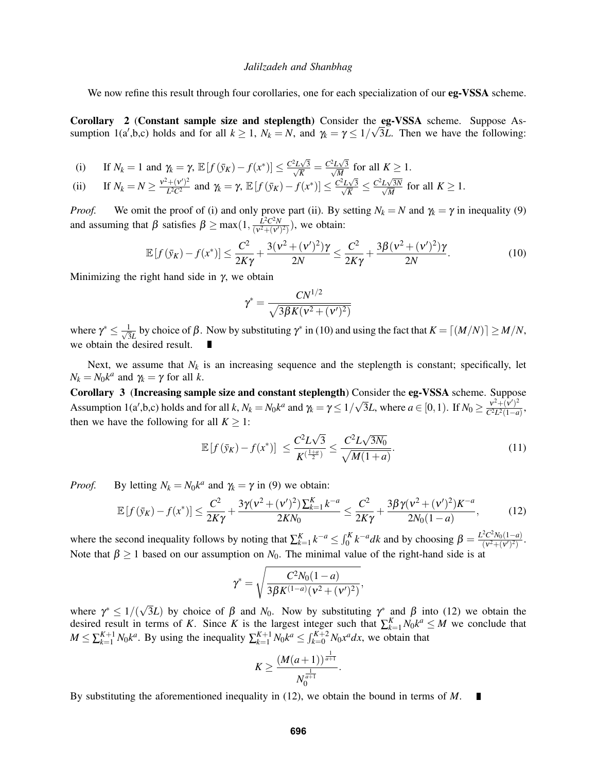We now refine this result through four corollaries, one for each specialization of our **eg-VSSA** scheme.

**Corollary 2** (**Constant sample size and steplength**) Consider the **eg-VSSA** scheme. Suppose Assumption 1(a′,b,c) holds and for all $k \geq 1$, $N_k = N$, and $\gamma_k = \gamma \leq 1/\sqrt{3}L$. Then we have the following:

(i) If $N_k = 1$ and $\gamma_k = \gamma$, $\mathbb{E}[f(\bar{y}_K) - f(x^*)] \leq \frac{C^2 L\sqrt{3}}{\sqrt{K}} = \frac{C^2 L\sqrt{3}}{\sqrt{M}}$ for all $K \geq 1$.

(ii) If $N_k = N \geq \frac{\nu^2 + (\nu')^2}{L^2 C^2}$ and $\gamma_k = \gamma$, $\mathbb{E}[f(\bar{y}_K) - f(x^*)] \leq \frac{C^2 L\sqrt{3}}{\sqrt{K}} \leq \frac{C^2 L\sqrt{3N}}{\sqrt{M}}$ for all $K \geq 1$.

*Proof.* We omit the proof of (i) and only prove part (ii). By setting $N_k = N$ and $\gamma_k = \gamma$ in inequality (9) and assuming that $\beta$ satisfies $\beta \geq \max(1, \frac{L^2 C^2 N}{(\nu^2 + (\nu')^2)})$, we obtain:

$$\mathbb{E}[f(\bar{y}_K) - f(x^*)] \leq \frac{C^2}{2K\gamma} + \frac{3(\nu^2 + (\nu')^2)\gamma}{2N} \leq \frac{C^2}{2K\gamma} + \frac{3\beta(\nu^2 + (\nu')^2)\gamma}{2N}. \tag{10}$$

Minimizing the right hand side in $\gamma$, we obtain

$$\gamma^* = \frac{CN^{1/2}}{\sqrt{3\beta K(\nu^2 + (\nu')^2)}}$$

where $\gamma^* \leq \frac{1}{\sqrt{3}L}$ by choice of $\beta$. Now by substituting $\gamma^*$ in (10) and using the fact that $K = \lceil (M/N) \rceil \geq M/N$, we obtain the desired result. ∎

Next, we assume that $N_k$ is an increasing sequence and the steplength is constant; specifically, let $N_k = N_0 k^a$ and $\gamma_k = \gamma$ for all $k$.

**Corollary 3** (**Increasing sample size and constant steplength**) Consider the **eg-VSSA** scheme. Suppose Assumption 1(a′,b,c) holds and for all $k$, $N_k = N_0 k^a$ and $\gamma_k = \gamma \leq 1/\sqrt{3}L$, where $a \in [0,1)$. If $N_0 \geq \frac{\nu^2 + (\nu')^2}{C^2 L^2 (1-a)}$, then we have the following for all $K \geq 1$:

$$\mathbb{E}[f(\bar{y}_K) - f(x^*)] \leq \frac{C^2 L\sqrt{3}}{K^{(\frac{1+a}{2})}} \leq \frac{C^2 L\sqrt{3N_0}}{\sqrt{M(1+a)}}. \tag{11}$$

*Proof.* By letting $N_k = N_0 k^a$ and $\gamma_k = \gamma$ in (9) we obtain:

$$\mathbb{E}[f(\bar{y}_K) - f(x^*)] \leq \frac{C^2}{2K\gamma} + \frac{3\gamma(\nu^2 + (\nu')^2)\sum_{k=1}^{K} k^{-a}}{2KN_0} \leq \frac{C^2}{2K\gamma} + \frac{3\beta\gamma(\nu^2 + (\nu')^2)K^{-a}}{2N_0(1-a)}, \tag{12}$$

where the second inequality follows by noting that $\sum_{k=1}^{K} k^{-a} \leq \int_0^K k^{-a} dk$ and by choosing $\beta = \frac{L^2 C^2 N_0 (1-a)}{(\nu^2 + (\nu')^2)}$. Note that $\beta \geq 1$ based on our assumption on $N_0$. The minimal value of the right-hand side is at

$$\gamma^* = \sqrt{\frac{C^2 N_0 (1-a)}{3\beta K^{(1-a)}(\nu^2 + (\nu')^2)}},$$

where $\gamma^* \leq 1/(\sqrt{3}L)$ by choice of $\beta$ and $N_0$. Now by substituting $\gamma^*$ and $\beta$ into (12) we obtain the desired result in terms of $K$. Since $K$ is the largest integer such that $\sum_{k=1}^{K} N_0 k^a \leq M$ we conclude that $M \leq \sum_{k=1}^{K+1} N_0 k^a$. By using the inequality $\sum_{k=1}^{K+1} N_0 k^a \leq \int_{k=0}^{K+2} N_0 x^a dx$, we obtain that

$$K \geq \frac{(M(a+1))^{\frac{1}{a+1}}}{N_0^{\frac{1}{a+1}}}.$$

By substituting the aforementioned inequality in (12), we obtain the bound in terms of $M$. ∎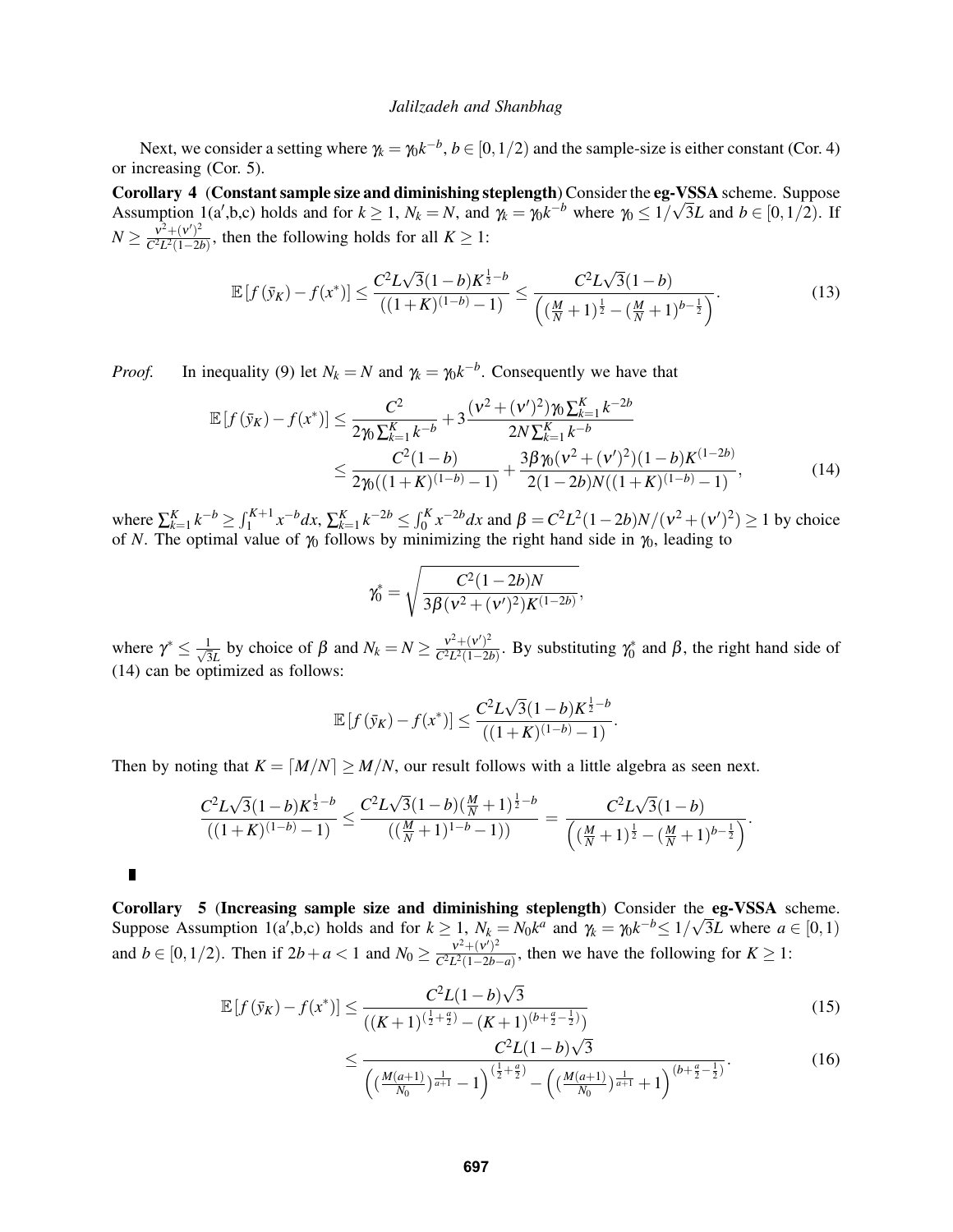Next, we consider a setting where $\gamma_k = \gamma_0 k^{-b}$, $b \in [0, 1/2)$ and the sample-size is either constant (Cor. 4) or increasing (Cor. 5).

**Corollary 4** **(Constant sample size and diminishing steplength)** Consider the **eg-VSSA** scheme. Suppose Assumption 1(a$'$,b,c) holds and for $k \geq 1$, $N_k = N$, and $\gamma_k = \gamma_0 k^{-b}$ where $\gamma_0 \leq 1/\sqrt{3}L$ and $b \in [0, 1/2)$. If $N \geq \frac{\nu^2 + (\nu')^2}{C^2 L^2 (1-2b)}$, then the following holds for all $K \geq 1$:

$$\mathbb{E}\left[f(\bar{y}_K) - f(x^*)\right] \leq \frac{C^2 L \sqrt{3}(1-b) K^{\frac{1}{2}-b}}{((1+K)^{(1-b)} - 1)} \leq \frac{C^2 L \sqrt{3}(1-b)}{\left((\frac{M}{N}+1)^{\frac{1}{2}} - (\frac{M}{N}+1)^{b-\frac{1}{2}}\right)}. \tag{13}$$

*Proof.* In inequality (9) let $N_k = N$ and $\gamma_k = \gamma_0 k^{-b}$. Consequently we have that

$$\begin{aligned}
\mathbb{E}\left[f(\bar{y}_K) - f(x^*)\right] &\leq \frac{C^2}{2\gamma_0 \sum_{k=1}^K k^{-b}} + 3\frac{(\nu^2 + (\nu')^2)\gamma_0 \sum_{k=1}^K k^{-2b}}{2N \sum_{k=1}^K k^{-b}} \\
&\leq \frac{C^2(1-b)}{2\gamma_0((1+K)^{(1-b)} - 1)} + \frac{3\beta\gamma_0(\nu^2 + (\nu')^2)(1-b)K^{(1-2b)}}{2(1-2b)N((1+K)^{(1-b)} - 1)},
\end{aligned} \tag{14}$$

where $\sum_{k=1}^K k^{-b} \geq \int_1^{K+1} x^{-b} dx$, $\sum_{k=1}^K k^{-2b} \leq \int_0^K x^{-2b} dx$ and $\beta = C^2 L^2 (1-2b) N / (\nu^2 + (\nu')^2) \geq 1$ by choice of $N$. The optimal value of $\gamma_0$ follows by minimizing the right hand side in $\gamma_0$, leading to

$$\gamma_0^* = \sqrt{\frac{C^2(1-2b)N}{3\beta(\nu^2 + (\nu')^2)K^{(1-2b)}}},$$

where $\gamma^* \leq \frac{1}{\sqrt{3}L}$ by choice of $\beta$ and $N_k = N \geq \frac{\nu^2 + (\nu')^2}{C^2 L^2 (1-2b)}$. By substituting $\gamma_0^*$ and $\beta$, the right hand side of (14) can be optimized as follows:

$$\mathbb{E}\left[f(\bar{y}_K) - f(x^*)\right] \leq \frac{C^2 L \sqrt{3}(1-b) K^{\frac{1}{2}-b}}{((1+K)^{(1-b)} - 1)}.$$

Then by noting that $K = \lceil M/N \rceil \geq M/N$, our result follows with a little algebra as seen next.

$$\frac{C^2 L \sqrt{3}(1-b) K^{\frac{1}{2}-b}}{((1+K)^{(1-b)} - 1)} \leq \frac{C^2 L \sqrt{3}(1-b)(\frac{M}{N}+1)^{\frac{1}{2}-b}}{((\frac{M}{N}+1)^{1-b} - 1))} = \frac{C^2 L \sqrt{3}(1-b)}{\left((\frac{M}{N}+1)^{\frac{1}{2}} - (\frac{M}{N}+1)^{b-\frac{1}{2}}\right)}.$$

∎

**Corollary 5** **(Increasing sample size and diminishing steplength)** Consider the **eg-VSSA** scheme. Suppose Assumption 1(a$'$,b,c) holds and for $k \geq 1$, $N_k = N_0 k^a$ and $\gamma_k = \gamma_0 k^{-b} \leq 1/\sqrt{3}L$ where $a \in [0, 1)$ and $b \in [0, 1/2)$. Then if $2b + a < 1$ and $N_0 \geq \frac{\nu^2 + (\nu')^2}{C^2 L^2 (1-2b-a)}$, then we have the following for $K \geq 1$:

$$\begin{aligned}
\mathbb{E}\left[f(\bar{y}_K) - f(x^*)\right] &\leq \frac{C^2 L (1-b)\sqrt{3}}{((K+1)^{(\frac{1}{2}+\frac{a}{2})} - (K+1)^{(b+\frac{a}{2}-\frac{1}{2})})} && (15) \\
&\leq \frac{C^2 L (1-b)\sqrt{3}}{\left((\frac{M(a+1)}{N_0})^{\frac{1}{a+1}} - 1\right)^{(\frac{1}{2}+\frac{a}{2})} - \left((\frac{M(a+1)}{N_0})^{\frac{1}{a+1}} + 1\right)^{(b+\frac{a}{2}-\frac{1}{2})}}. && (16)
\end{aligned}$$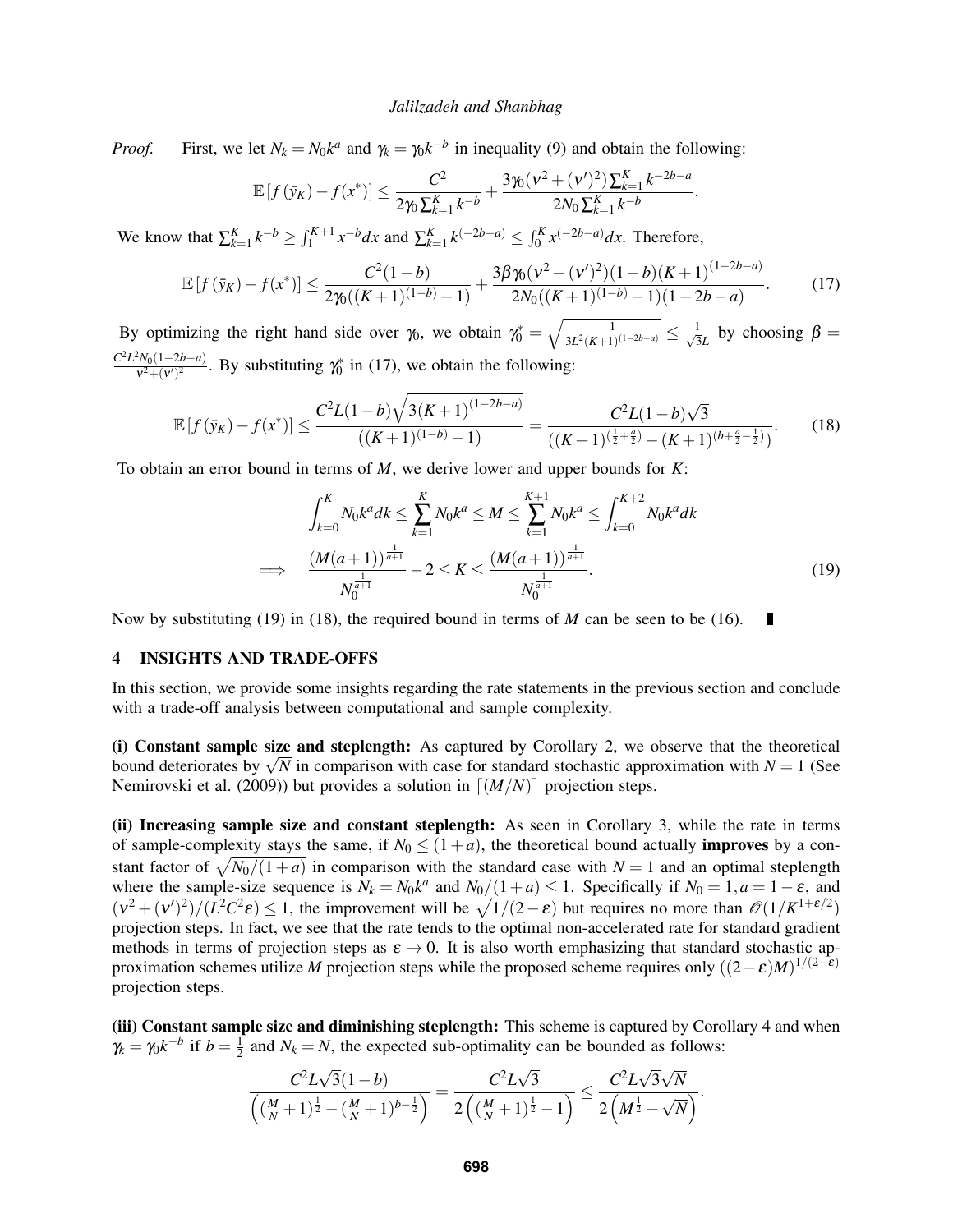*Proof.* First, we let $N_k = N_0 k^a$ and $\gamma_k = \gamma_0 k^{-b}$ in inequality (9) and obtain the following:

$$\mathbb{E}\left[f\left(\bar{y}_K\right) - f(x^*)\right] \leq \frac{C^2}{2\gamma_0 \sum_{k=1}^{K} k^{-b}} + \frac{3\gamma_0(\nu^2 + (\nu')^2)\sum_{k=1}^{K} k^{-2b-a}}{2N_0 \sum_{k=1}^{K} k^{-b}}.$$

We know that $\sum_{k=1}^{K} k^{-b} \geq \int_1^{K+1} x^{-b} dx$ and $\sum_{k=1}^{K} k^{(-2b-a)} \leq \int_0^K x^{(-2b-a)} dx$. Therefore,

$$\mathbb{E}\left[f\left(\bar{y}_K\right) - f(x^*)\right] \leq \frac{C^2(1-b)}{2\gamma_0((K+1)^{(1-b)} - 1)} + \frac{3\beta\gamma_0(\nu^2 + (\nu')^2)(1-b)(K+1)^{(1-2b-a)}}{2N_0((K+1)^{(1-b)} - 1)(1-2b-a)}. \tag{17}$$

By optimizing the right hand side over $\gamma_0$, we obtain $\gamma_0^* = \sqrt{\frac{1}{3L^2(K+1)^{(1-2b-a)}}} \leq \frac{1}{\sqrt{3}L}$ by choosing $\beta = \frac{C^2 L^2 N_0(1-2b-a)}{\nu^2 + (\nu')^2}$. By substituting $\gamma_0^*$ in (17), we obtain the following:

$$\mathbb{E}\left[f\left(\bar{y}_K\right) - f(x^*)\right] \leq \frac{C^2 L(1-b)\sqrt{3(K+1)^{(1-2b-a)}}}{((K+1)^{(1-b)} - 1)} = \frac{C^2 L(1-b)\sqrt{3}}{((K+1)^{(\frac{1}{2}+\frac{a}{2})} - (K+1)^{(b+\frac{a}{2}-\frac{1}{2})})}. \tag{18}$$

To obtain an error bound in terms of $M$, we derive lower and upper bounds for $K$:

$$\begin{aligned}
&\int_{k=0}^{K} N_0 k^a dk \leq \sum_{k=1}^{K} N_0 k^a \leq M \leq \sum_{k=1}^{K+1} N_0 k^a \leq \int_{k=0}^{K+2} N_0 k^a dk \\
\implies \quad & \frac{(M(a+1))^{\frac{1}{a+1}}}{N_0^{\frac{1}{a+1}}} - 2 \leq K \leq \frac{(M(a+1))^{\frac{1}{a+1}}}{N_0^{\frac{1}{a+1}}}.
\end{aligned} \tag{19}$$

Now by substituting (19) in (18), the required bound in terms of $M$ can be seen to be (16). ∎

## 4 INSIGHTS AND TRADE-OFFS

In this section, we provide some insights regarding the rate statements in the previous section and conclude with a trade-off analysis between computational and sample complexity.

**(i) Constant sample size and steplength:** As captured by Corollary 2, we observe that the theoretical bound deteriorates by $\sqrt{N}$ in comparison with case for standard stochastic approximation with $N = 1$ (See Nemirovski et al. (2009)) but provides a solution in $\lceil (M/N) \rceil$ projection steps.

**(ii) Increasing sample size and constant steplength:** As seen in Corollary 3, while the rate in terms of sample-complexity stays the same, if $N_0 \leq (1+a)$, the theoretical bound actually **improves** by a constant factor of $\sqrt{N_0/(1+a)}$ in comparison with the standard case with $N = 1$ and an optimal steplength where the sample-size sequence is $N_k = N_0 k^a$ and $N_0/(1+a) \leq 1$. Specifically if $N_0 = 1, a = 1-\varepsilon$, and $(\nu^2 + (\nu')^2)/(L^2 C^2 \varepsilon) \leq 1$, the improvement will be $\sqrt{1/(2-\varepsilon)}$ but requires no more than $\mathcal{O}(1/K^{1+\varepsilon/2})$ projection steps. In fact, we see that the rate tends to the optimal non-accelerated rate for standard gradient methods in terms of projection steps as $\varepsilon \to 0$. It is also worth emphasizing that standard stochastic approximation schemes utilize $M$ projection steps while the proposed scheme requires only $((2-\varepsilon)M)^{1/(2-\varepsilon)}$ projection steps.

**(iii) Constant sample size and diminishing steplength:** This scheme is captured by Corollary 4 and when $\gamma_k = \gamma_0 k^{-b}$ if $b = \frac{1}{2}$ and $N_k = N$, the expected sub-optimality can be bounded as follows:

$$\frac{C^2 L\sqrt{3}(1-b)}{\left((\frac{M}{N}+1)^{\frac{1}{2}} - (\frac{M}{N}+1)^{b-\frac{1}{2}}\right)} = \frac{C^2 L\sqrt{3}}{2\left((\frac{M}{N}+1)^{\frac{1}{2}} - 1\right)} \leq \frac{C^2 L\sqrt{3}\sqrt{N}}{2\left(M^{\frac{1}{2}} - \sqrt{N}\right)}.$$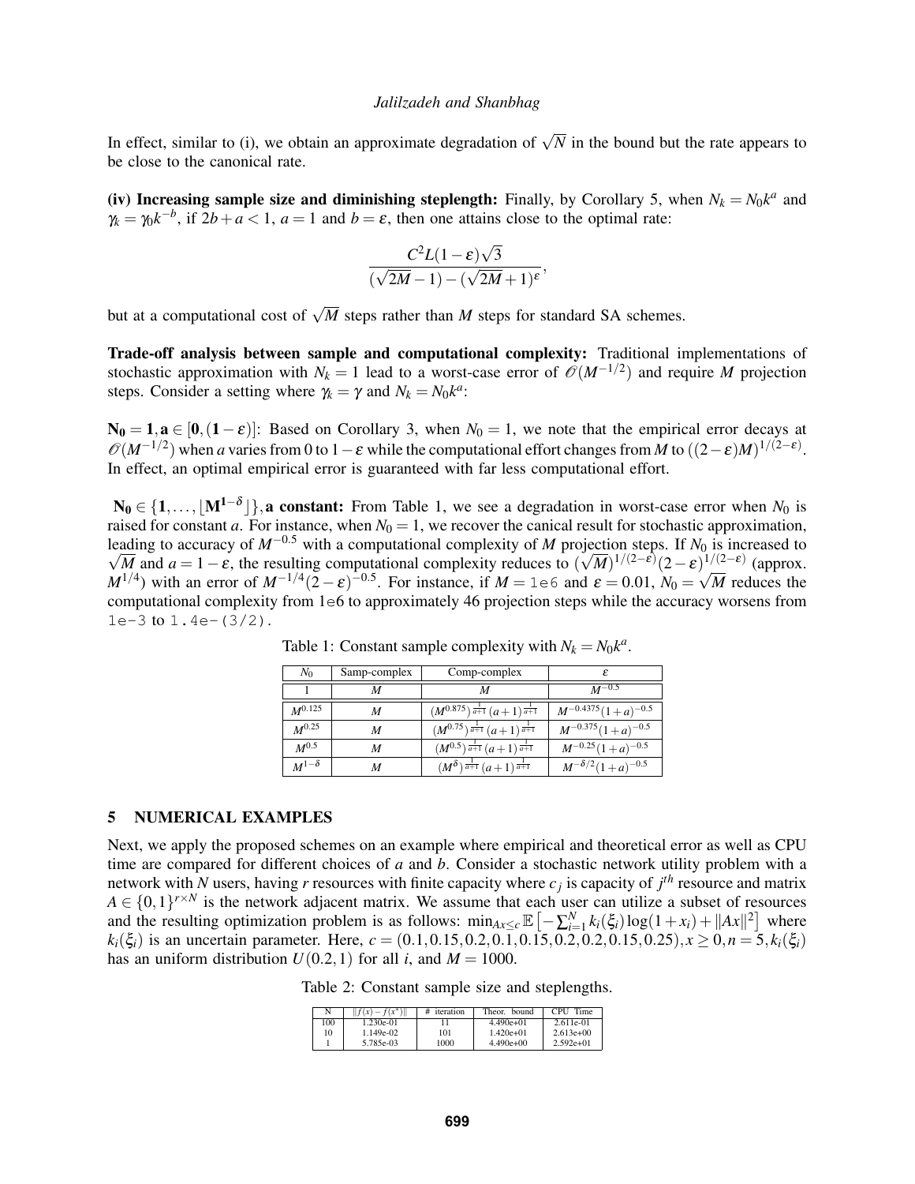In effect, similar to (i), we obtain an approximate degradation of $\sqrt{N}$ in the bound but the rate appears to be close to the canonical rate.

**(iv) Increasing sample size and diminishing steplength:** Finally, by Corollary 5, when $N_k = N_0 k^a$ and $\gamma_k = \gamma_0 k^{-b}$, if $2b + a < 1$, $a = 1$ and $b = \varepsilon$, then one attains close to the optimal rate:

$$\frac{C^2 L(1-\varepsilon)\sqrt{3}}{(\sqrt{2M}-1)-(\sqrt{2M}+1)^{\varepsilon}},$$

but at a computational cost of $\sqrt{M}$ steps rather than $M$ steps for standard SA schemes.

**Trade-off analysis between sample and computational complexity:** Traditional implementations of stochastic approximation with $N_k = 1$ lead to a worst-case error of $\mathscr{O}(M^{-1/2})$ and require $M$ projection steps. Consider a setting where $\gamma_k = \gamma$ and $N_k = N_0 k^a$:

$\mathbf{N_0 = 1, a \in [0, (1-\varepsilon)]}$: Based on Corollary 3, when $N_0 = 1$, we note that the empirical error decays at $\mathscr{O}(M^{-1/2})$ when $a$ varies from 0 to $1-\varepsilon$ while the computational effort changes from $M$ to $((2-\varepsilon)M)^{1/(2-\varepsilon)}$. In effect, an optimal empirical error is guaranteed with far less computational effort.

$\mathbf{N_0 \in \{1, \ldots, \lfloor M^{1-\delta} \rfloor\}}$**, a constant:** From Table 1, we see a degradation in worst-case error when $N_0$ is raised for constant $a$. For instance, when $N_0 = 1$, we recover the canical result for stochastic approximation, leading to accuracy of $M^{-0.5}$ with a computational complexity of $M$ projection steps. If $N_0$ is increased to $\sqrt{M}$ and $a = 1-\varepsilon$, the resulting computational complexity reduces to $(\sqrt{M})^{1/(2-\varepsilon)}(2-\varepsilon)^{1/(2-\varepsilon)}$ (approx. $M^{1/4}$) with an error of $M^{-1/4}(2-\varepsilon)^{-0.5}$. For instance, if $M =$ `1e6` and $\varepsilon = 0.01$, $N_0 = \sqrt{M}$ reduces the computational complexity from 1e6 to approximately 46 projection steps while the accuracy worsens from `1e-3` to `1.4e-(3/2)`.

Table 1: Constant sample complexity with $N_k = N_0 k^a$.

| $N_0$ | Samp-complex | Comp-complex | $\varepsilon$ |
|---|---|---|---|
| 1 | $M$ | $M$ | $M^{-0.5}$ |
| $M^{0.125}$ | $M$ | $(M^{0.875})^{\frac{1}{a+1}}(a+1)^{\frac{1}{a+1}}$ | $M^{-0.4375}(1+a)^{-0.5}$ |
| $M^{0.25}$ | $M$ | $(M^{0.75})^{\frac{1}{a+1}}(a+1)^{\frac{1}{a+1}}$ | $M^{-0.375}(1+a)^{-0.5}$ |
| $M^{0.5}$ | $M$ | $(M^{0.5})^{\frac{1}{a+1}}(a+1)^{\frac{1}{a+1}}$ | $M^{-0.25}(1+a)^{-0.5}$ |
| $M^{1-\delta}$ | $M$ | $(M^{\delta})^{\frac{1}{a+1}}(a+1)^{\frac{1}{a+1}}$ | $M^{-\delta/2}(1+a)^{-0.5}$ |

## 5 NUMERICAL EXAMPLES

Next, we apply the proposed schemes on an example where empirical and theoretical error as well as CPU time are compared for different choices of $a$ and $b$. Consider a stochastic network utility problem with a network with $N$ users, having $r$ resources with finite capacity where $c_j$ is capacity of $j^{th}$ resource and matrix $A \in \{0,1\}^{r \times N}$ is the network adjacent matrix. We assume that each user can utilize a subset of resources and the resulting optimization problem is as follows: $\min_{Ax \leq c} \mathbb{E}\left[-\sum_{i=1}^{N} k_i(\xi_i)\log(1+x_i) + \|Ax\|^2\right]$ where $k_i(\xi_i)$ is an uncertain parameter. Here, $c = (0.1, 0.15, 0.2, 0.1, 0.15, 0.2, 0.2, 0.15, 0.25), x \geq 0, n = 5, k_i(\xi_i)$ has an uniform distribution $U(0.2,1)$ for all $i$, and $M = 1000$.

Table 2: Constant sample size and steplengths.

| N | $\|f(x)-f(x^*)\|$ | # iteration | Theor. bound | CPU Time |
|---|---|---|---|---|
| 100 | 1.230e-01 | 11 | 4.490e+01 | 2.611e-01 |
| 10 | 1.149e-02 | 101 | 1.420e+01 | 2.613e+00 |
| 1 | 5.785e-03 | 1000 | 4.490e+00 | 2.592e+01 |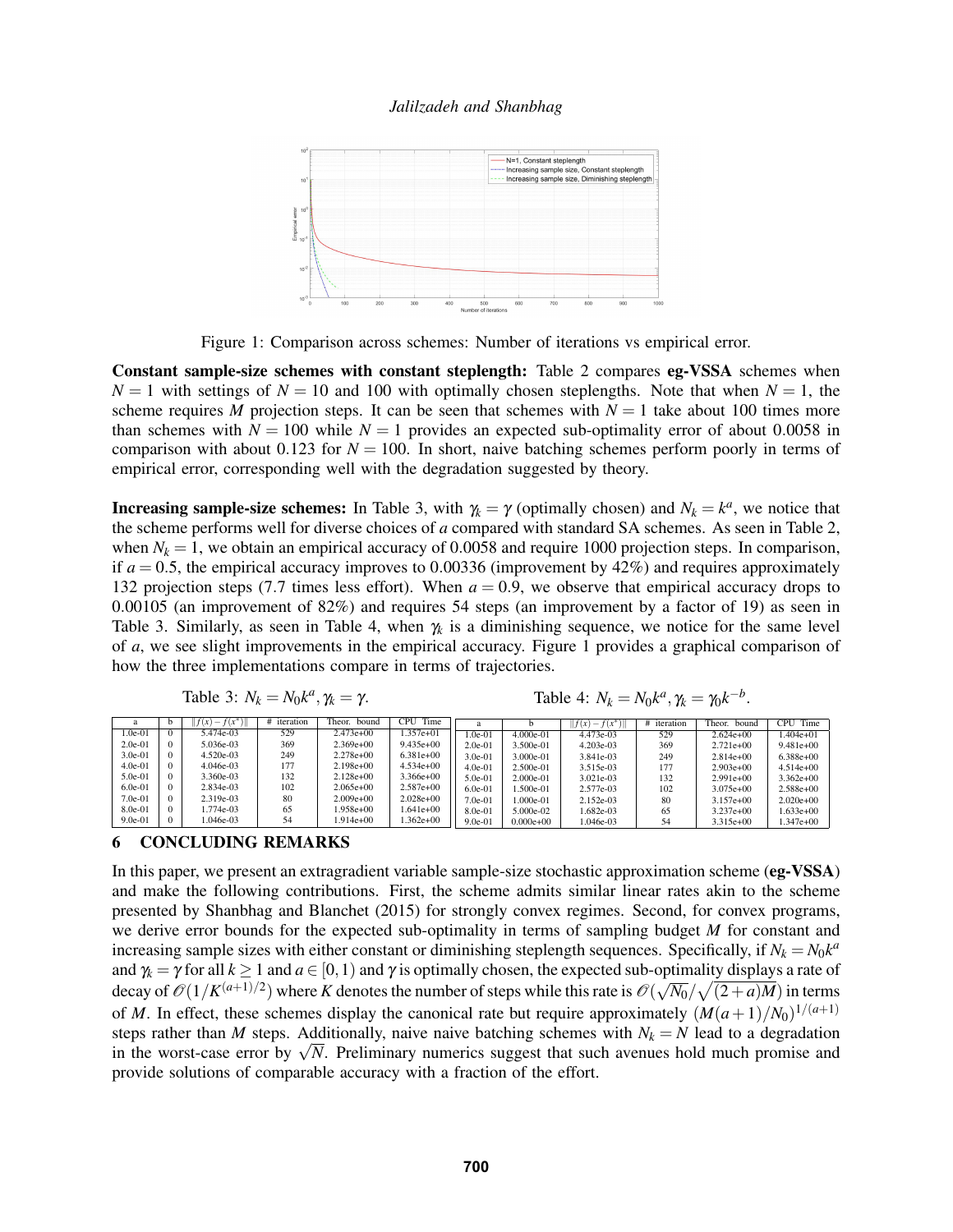Figure 1: Comparison across schemes: Number of iterations vs empirical error.

**Constant sample-size schemes with constant steplength:** Table 2 compares **eg-VSSA** schemes when $N = 1$ with settings of $N = 10$ and 100 with optimally chosen steplengths. Note that when $N = 1$, the scheme requires $M$ projection steps. It can be seen that schemes with $N = 1$ take about 100 times more than schemes with $N = 100$ while $N = 1$ provides an expected sub-optimality error of about 0.0058 in comparison with about 0.123 for $N = 100$. In short, naive batching schemes perform poorly in terms of empirical error, corresponding well with the degradation suggested by theory.

**Increasing sample-size schemes:** In Table 3, with $\gamma_k = \gamma$ (optimally chosen) and $N_k = k^a$, we notice that the scheme performs well for diverse choices of $a$ compared with standard SA schemes. As seen in Table 2, when $N_k = 1$, we obtain an empirical accuracy of 0.0058 and require 1000 projection steps. In comparison, if $a = 0.5$, the empirical accuracy improves to 0.00336 (improvement by 42%) and requires approximately 132 projection steps (7.7 times less effort). When $a = 0.9$, we observe that empirical accuracy drops to 0.00105 (an improvement of 82%) and requires 54 steps (an improvement by a factor of 19) as seen in Table 3. Similarly, as seen in Table 4, when $\gamma_k$ is a diminishing sequence, we notice for the same level of $a$, we see slight improvements in the empirical accuracy. Figure 1 provides a graphical comparison of how the three implementations compare in terms of trajectories.

Table 3: $N_k = N_0 k^a, \gamma_k = \gamma$.

| a | b | $\|f(x) - f(x^*)\|$ | # iteration | Theor. bound | CPU Time |
|---|---|---|---|---|---|
| 1.0e-01 | 0 | 5.474e-03 | 529 | 2.473e+00 | 1.357e+01 |
| 2.0e-01 | 0 | 5.036e-03 | 369 | 2.369e+00 | 9.435e+00 |
| 3.0e-01 | 0 | 4.520e-03 | 249 | 2.278e+00 | 6.381e+00 |
| 4.0e-01 | 0 | 4.046e-03 | 177 | 2.198e+00 | 4.534e+00 |
| 5.0e-01 | 0 | 3.360e-03 | 132 | 2.128e+00 | 3.366e+00 |
| 6.0e-01 | 0 | 2.834e-03 | 102 | 2.065e+00 | 2.587e+00 |
| 7.0e-01 | 0 | 2.319e-03 | 80 | 2.009e+00 | 2.028e+00 |
| 8.0e-01 | 0 | 1.774e-03 | 65 | 1.958e+00 | 1.641e+00 |
| 9.0e-01 | 0 | 1.046e-03 | 54 | 1.914e+00 | 1.362e+00 |

Table 4: $N_k = N_0 k^a, \gamma_k = \gamma_0 k^{-b}$.

| a | b | $\|f(x) - f(x^*)\|$ | # iteration | Theor. bound | CPU Time |
|---|---|---|---|---|---|
| 1.0e-01 | 4.000e-01 | 4.473e-03 | 529 | 2.624e+00 | 1.404e+01 |
| 2.0e-01 | 3.500e-01 | 4.203e-03 | 369 | 2.721e+00 | 9.481e+00 |
| 3.0e-01 | 3.000e-01 | 3.841e-03 | 249 | 2.814e+00 | 6.388e+00 |
| 4.0e-01 | 2.500e-01 | 3.515e-03 | 177 | 2.903e+00 | 4.514e+00 |
| 5.0e-01 | 2.000e-01 | 3.021e-03 | 132 | 2.991e+00 | 3.362e+00 |
| 6.0e-01 | 1.500e-01 | 2.577e-03 | 102 | 3.075e+00 | 2.588e+00 |
| 7.0e-01 | 1.000e-01 | 2.152e-03 | 80 | 3.157e+00 | 2.020e+00 |
| 8.0e-01 | 5.000e-02 | 1.682e-03 | 65 | 3.237e+00 | 1.633e+00 |
| 9.0e-01 | 0.000e+00 | 1.046e-03 | 54 | 3.315e+00 | 1.347e+00 |

## 6 CONCLUDING REMARKS

In this paper, we present an extragradient variable sample-size stochastic approximation scheme (**eg-VSSA**) and make the following contributions. First, the scheme admits similar linear rates akin to the scheme presented by Shanbhag and Blanchet (2015) for strongly convex regimes. Second, for convex programs, we derive error bounds for the expected sub-optimality in terms of sampling budget $M$ for constant and increasing sample sizes with either constant or diminishing steplength sequences. Specifically, if $N_k = N_0 k^a$ and $\gamma_k = \gamma$ for all $k \geq 1$ and $a \in [0,1)$ and $\gamma$ is optimally chosen, the expected sub-optimality displays a rate of decay of $\mathcal{O}(1/K^{(a+1)/2})$ where $K$ denotes the number of steps while this rate is $\mathcal{O}(\sqrt{N_0}/\sqrt{(2+a)M})$ in terms of $M$. In effect, these schemes display the canonical rate but require approximately $(M(a+1)/N_0)^{1/(a+1)}$ steps rather than $M$ steps. Additionally, naive naive batching schemes with $N_k = N$ lead to a degradation in the worst-case error by $\sqrt{N}$. Preliminary numerics suggest that such avenues hold much promise and provide solutions of comparable accuracy with a fraction of the effort.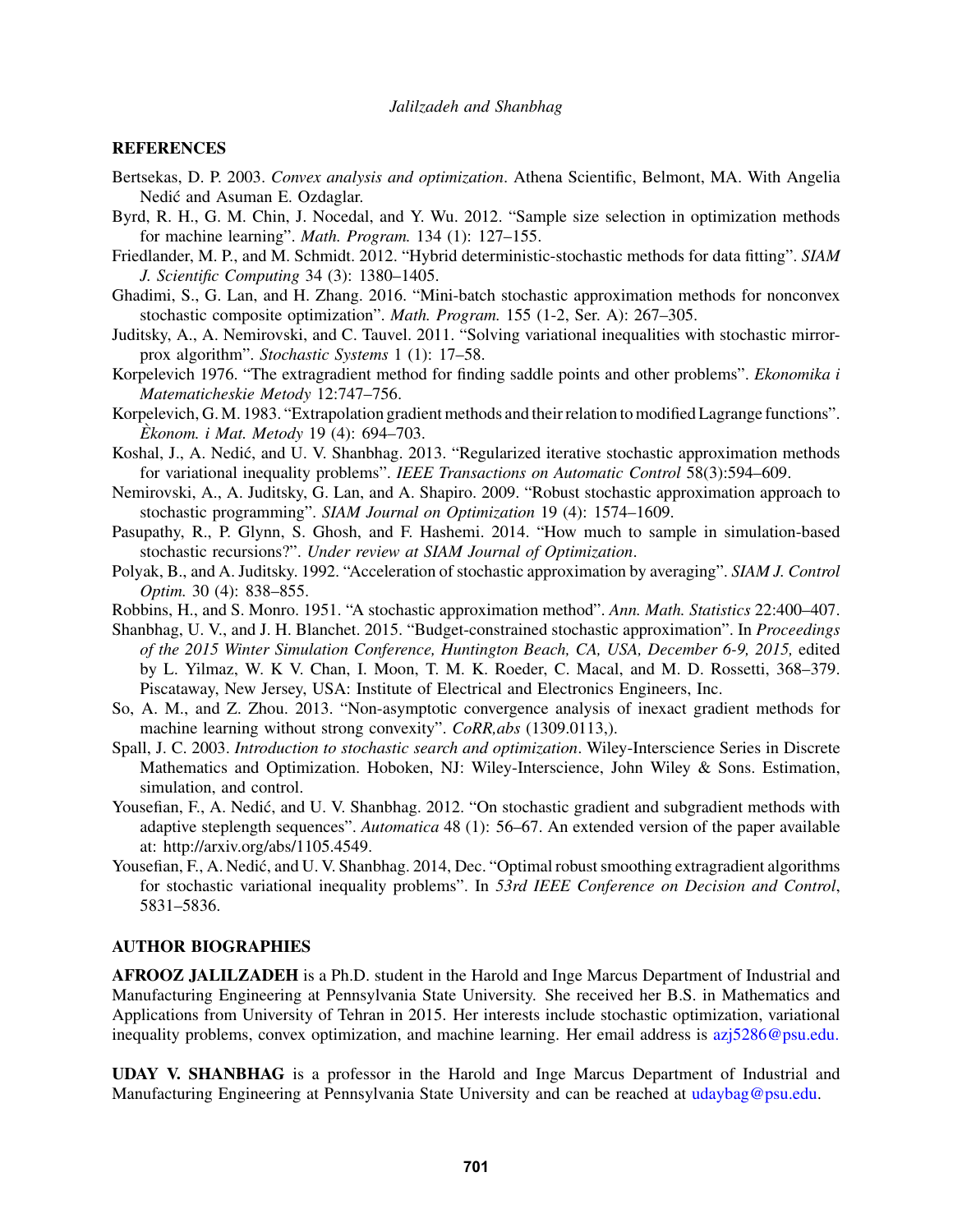## REFERENCES

Bertsekas, D. P. 2003. *Convex analysis and optimization*. Athena Scientific, Belmont, MA. With Angelia Nedić and Asuman E. Ozdaglar.

Byrd, R. H., G. M. Chin, J. Nocedal, and Y. Wu. 2012. "Sample size selection in optimization methods for machine learning". *Math. Program.* 134 (1): 127–155.

Friedlander, M. P., and M. Schmidt. 2012. "Hybrid deterministic-stochastic methods for data fitting". *SIAM J. Scientific Computing* 34 (3): 1380–1405.

Ghadimi, S., G. Lan, and H. Zhang. 2016. "Mini-batch stochastic approximation methods for nonconvex stochastic composite optimization". *Math. Program.* 155 (1-2, Ser. A): 267–305.

Juditsky, A., A. Nemirovski, and C. Tauvel. 2011. "Solving variational inequalities with stochastic mirror-prox algorithm". *Stochastic Systems* 1 (1): 17–58.

Korpelevich 1976. "The extragradient method for finding saddle points and other problems". *Ekonomika i Matematicheskie Metody* 12:747–756.

Korpelevich, G. M. 1983. "Extrapolation gradient methods and their relation to modified Lagrange functions". *Èkonom. i Mat. Metody* 19 (4): 694–703.

Koshal, J., A. Nedić, and U. V. Shanbhag. 2013. "Regularized iterative stochastic approximation methods for variational inequality problems". *IEEE Transactions on Automatic Control* 58(3):594–609.

Nemirovski, A., A. Juditsky, G. Lan, and A. Shapiro. 2009. "Robust stochastic approximation approach to stochastic programming". *SIAM Journal on Optimization* 19 (4): 1574–1609.

Pasupathy, R., P. Glynn, S. Ghosh, and F. Hashemi. 2014. "How much to sample in simulation-based stochastic recursions?". *Under review at SIAM Journal of Optimization*.

Polyak, B., and A. Juditsky. 1992. "Acceleration of stochastic approximation by averaging". *SIAM J. Control Optim.* 30 (4): 838–855.

Robbins, H., and S. Monro. 1951. "A stochastic approximation method". *Ann. Math. Statistics* 22:400–407.

Shanbhag, U. V., and J. H. Blanchet. 2015. "Budget-constrained stochastic approximation". In *Proceedings of the 2015 Winter Simulation Conference, Huntington Beach, CA, USA, December 6-9, 2015,* edited by L. Yilmaz, W. K V. Chan, I. Moon, T. M. K. Roeder, C. Macal, and M. D. Rossetti, 368–379. Piscataway, New Jersey, USA: Institute of Electrical and Electronics Engineers, Inc.

So, A. M., and Z. Zhou. 2013. "Non-asymptotic convergence analysis of inexact gradient methods for machine learning without strong convexity". *CoRR,abs* (1309.0113,).

Spall, J. C. 2003. *Introduction to stochastic search and optimization*. Wiley-Interscience Series in Discrete Mathematics and Optimization. Hoboken, NJ: Wiley-Interscience, John Wiley & Sons. Estimation, simulation, and control.

Yousefian, F., A. Nedić, and U. V. Shanbhag. 2012. "On stochastic gradient and subgradient methods with adaptive steplength sequences". *Automatica* 48 (1): 56–67. An extended version of the paper available at: http://arxiv.org/abs/1105.4549.

Yousefian, F., A. Nedić, and U. V. Shanbhag. 2014, Dec. "Optimal robust smoothing extragradient algorithms for stochastic variational inequality problems". In *53rd IEEE Conference on Decision and Control*, 5831–5836.

## AUTHOR BIOGRAPHIES

**AFROOZ JALILZADEH** is a Ph.D. student in the Harold and Inge Marcus Department of Industrial and Manufacturing Engineering at Pennsylvania State University. She received her B.S. in Mathematics and Applications from University of Tehran in 2015. Her interests include stochastic optimization, variational inequality problems, convex optimization, and machine learning. Her email address is azj5286@psu.edu.

**UDAY V. SHANBHAG** is a professor in the Harold and Inge Marcus Department of Industrial and Manufacturing Engineering at Pennsylvania State University and can be reached at udaybag@psu.edu.